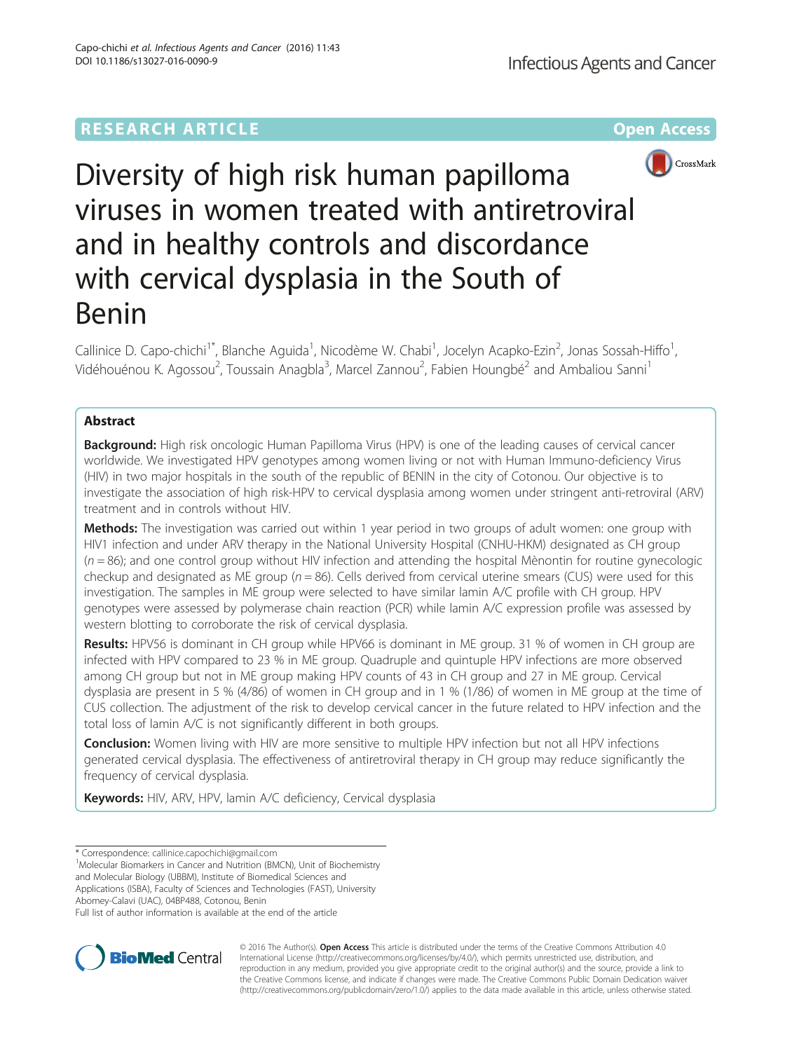RESEARCH ARTICLE

Open Access

# Diversity of high risk human papilloma viruses in women treated with antiretroviral and in healthy controls and discordance with cervical dysplasia in the South of Benin

Callinice D. Capo-chichi[1*], Blanche Aguida[1], Nicodème W. Chabi[1], Jocelyn Acapko-Ezin[2], Jonas Sossah-Hiffo[1], Vidéhouénou K. Agossou[2], Toussain Anagbla[3], Marcel Zannou[2], Fabien Houngbé[2] and Ambaliou Sanni[1]

## Abstract

**Background:** High risk oncologic Human Papilloma Virus (HPV) is one of the leading causes of cervical cancer worldwide. We investigated HPV genotypes among women living or not with Human Immuno-deficiency Virus (HIV) in two major hospitals in the south of the republic of BENIN in the city of Cotonou. Our objective is to investigate the association of high risk-HPV to cervical dysplasia among women under stringent anti-retroviral (ARV) treatment and in controls without HIV.

**Methods:** The investigation was carried out within 1 year period in two groups of adult women: one group with HIV1 infection and under ARV therapy in the National University Hospital (CNHU-HKM) designated as CH group ($n = 86$); and one control group without HIV infection and attending the hospital Mènontin for routine gynecologic checkup and designated as ME group ($n = 86$). Cells derived from cervical uterine smears (CUS) were used for this investigation. The samples in ME group were selected to have similar lamin A/C profile with CH group. HPV genotypes were assessed by polymerase chain reaction (PCR) while lamin A/C expression profile was assessed by western blotting to corroborate the risk of cervical dysplasia.

**Results:** HPV56 is dominant in CH group while HPV66 is dominant in ME group. 31 % of women in CH group are infected with HPV compared to 23 % in ME group. Quadruple and quintuple HPV infections are more observed among CH group but not in ME group making HPV counts of 43 in CH group and 27 in ME group. Cervical dysplasia are present in 5 % (4/86) of women in CH group and in 1 % (1/86) of women in ME group at the time of CUS collection. The adjustment of the risk to develop cervical cancer in the future related to HPV infection and the total loss of lamin A/C is not significantly different in both groups.

**Conclusion:** Women living with HIV are more sensitive to multiple HPV infection but not all HPV infections generated cervical dysplasia. The effectiveness of antiretroviral therapy in CH group may reduce significantly the frequency of cervical dysplasia.

**Keywords:** HIV, ARV, HPV, lamin A/C deficiency, Cervical dysplasia

---

\* Correspondence: callinice.capochichi@gmail.com

[1]Molecular Biomarkers in Cancer and Nutrition (BMCN), Unit of Biochemistry and Molecular Biology (UBBM), Institute of Biomedical Sciences and Applications (ISBA), Faculty of Sciences and Technologies (FAST), University Abomey-Calavi (UAC), 04BP488, Cotonou, Benin

Full list of author information is available at the end of the article

© 2016 The Author(s). **Open Access** This article is distributed under the terms of the Creative Commons Attribution 4.0 International License (http://creativecommons.org/licenses/by/4.0/), which permits unrestricted use, distribution, and reproduction in any medium, provided you give appropriate credit to the original author(s) and the source, provide a link to the Creative Commons license, and indicate if changes were made. The Creative Commons Public Domain Dedication waiver (http://creativecommons.org/publicdomain/zero/1.0/) applies to the data made available in this article, unless otherwise stated.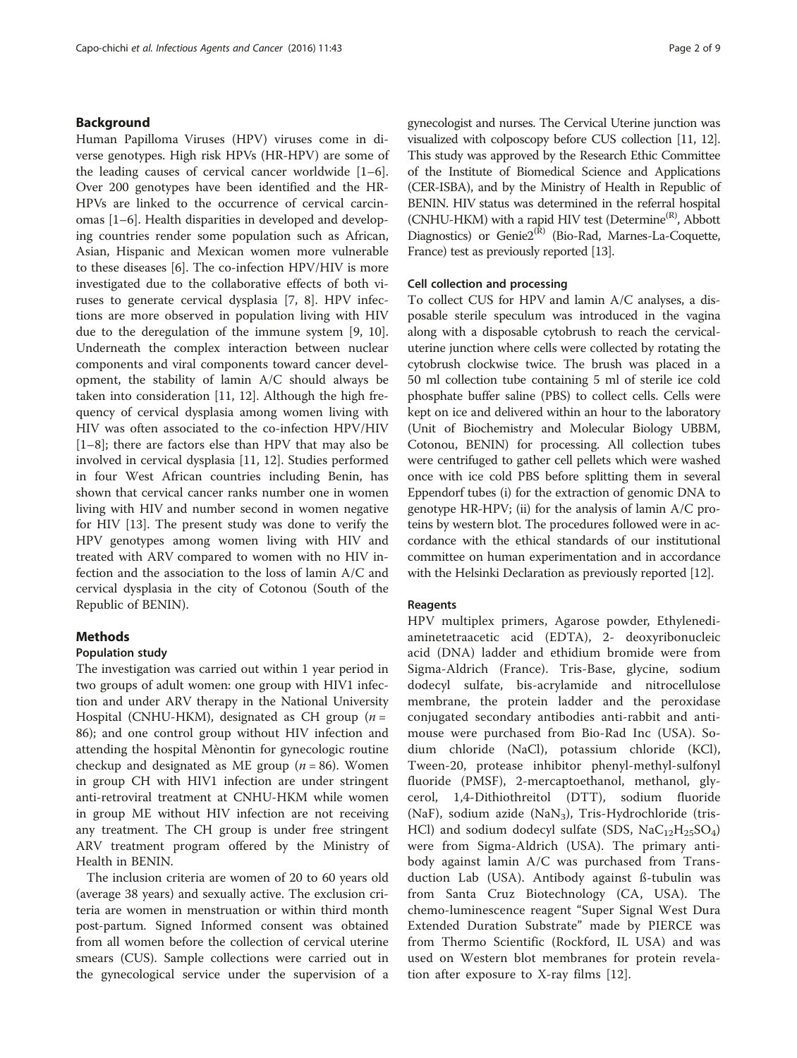## Background

Human Papilloma Viruses (HPV) viruses come in diverse genotypes. High risk HPVs (HR-HPV) are some of the leading causes of cervical cancer worldwide [1–6]. Over 200 genotypes have been identified and the HR-HPVs are linked to the occurrence of cervical carcinomas [1–6]. Health disparities in developed and developing countries render some population such as African, Asian, Hispanic and Mexican women more vulnerable to these diseases [6]. The co-infection HPV/HIV is more investigated due to the collaborative effects of both viruses to generate cervical dysplasia [7, 8]. HPV infections are more observed in population living with HIV due to the deregulation of the immune system [9, 10]. Underneath the complex interaction between nuclear components and viral components toward cancer development, the stability of lamin A/C should always be taken into consideration [11, 12]. Although the high frequency of cervical dysplasia among women living with HIV was often associated to the co-infection HPV/HIV [1–8]; there are factors else than HPV that may also be involved in cervical dysplasia [11, 12]. Studies performed in four West African countries including Benin, has shown that cervical cancer ranks number one in women living with HIV and number second in women negative for HIV [13]. The present study was done to verify the HPV genotypes among women living with HIV and treated with ARV compared to women with no HIV infection and the association to the loss of lamin A/C and cervical dysplasia in the city of Cotonou (South of the Republic of BENIN).

## Methods

### Population study

The investigation was carried out within 1 year period in two groups of adult women: one group with HIV1 infection and under ARV therapy in the National University Hospital (CNHU-HKM), designated as CH group ($n = 86$); and one control group without HIV infection and attending the hospital Mènontin for gynecologic routine checkup and designated as ME group ($n = 86$). Women in group CH with HIV1 infection are under stringent anti-retroviral treatment at CNHU-HKM while women in group ME without HIV infection are not receiving any treatment. The CH group is under free stringent ARV treatment program offered by the Ministry of Health in BENIN.

The inclusion criteria are women of 20 to 60 years old (average 38 years) and sexually active. The exclusion criteria are women in menstruation or within third month post-partum. Signed Informed consent was obtained from all women before the collection of cervical uterine smears (CUS). Sample collections were carried out in the gynecological service under the supervision of a gynecologist and nurses. The Cervical Uterine junction was visualized with colposcopy before CUS collection [11, 12]. This study was approved by the Research Ethic Committee of the Institute of Biomedical Science and Applications (CER-ISBA), and by the Ministry of Health in Republic of BENIN. HIV status was determined in the referral hospital (CNHU-HKM) with a rapid HIV test (Determine[(R)], Abbott Diagnostics) or Genie2[(R)] (Bio-Rad, Marnes-La-Coquette, France) test as previously reported [13].

### Cell collection and processing

To collect CUS for HPV and lamin A/C analyses, a disposable sterile speculum was introduced in the vagina along with a disposable cytobrush to reach the cervical-uterine junction where cells were collected by rotating the cytobrush clockwise twice. The brush was placed in a 50 ml collection tube containing 5 ml of sterile ice cold phosphate buffer saline (PBS) to collect cells. Cells were kept on ice and delivered within an hour to the laboratory (Unit of Biochemistry and Molecular Biology UBBM, Cotonou, BENIN) for processing. All collection tubes were centrifuged to gather cell pellets which were washed once with ice cold PBS before splitting them in several Eppendorf tubes (i) for the extraction of genomic DNA to genotype HR-HPV; (ii) for the analysis of lamin A/C proteins by western blot. The procedures followed were in accordance with the ethical standards of our institutional committee on human experimentation and in accordance with the Helsinki Declaration as previously reported [12].

### Reagents

HPV multiplex primers, Agarose powder, Ethylenediaminetetraacetic acid (EDTA), 2- deoxyribonucleic acid (DNA) ladder and ethidium bromide were from Sigma-Aldrich (France). Tris-Base, glycine, sodium dodecyl sulfate, bis-acrylamide and nitrocellulose membrane, the protein ladder and the peroxidase conjugated secondary antibodies anti-rabbit and anti-mouse were purchased from Bio-Rad Inc (USA). Sodium chloride (NaCl), potassium chloride (KCl), Tween-20, protease inhibitor phenyl-methyl-sulfonyl fluoride (PMSF), 2-mercaptoethanol, methanol, glycerol, 1,4-Dithiothreitol (DTT), sodium fluoride (NaF), sodium azide ($NaN_3$), Tris-Hydrochloride (tris-HCl) and sodium dodecyl sulfate (SDS, $NaC_{12}H_{25}SO_4$) were from Sigma-Aldrich (USA). The primary antibody against lamin A/C was purchased from Transduction Lab (USA). Antibody against ß-tubulin was from Santa Cruz Biotechnology (CA, USA). The chemo-luminescence reagent "Super Signal West Dura Extended Duration Substrate" made by PIERCE was from Thermo Scientific (Rockford, IL USA) and was used on Western blot membranes for protein revelation after exposure to X-ray films [12].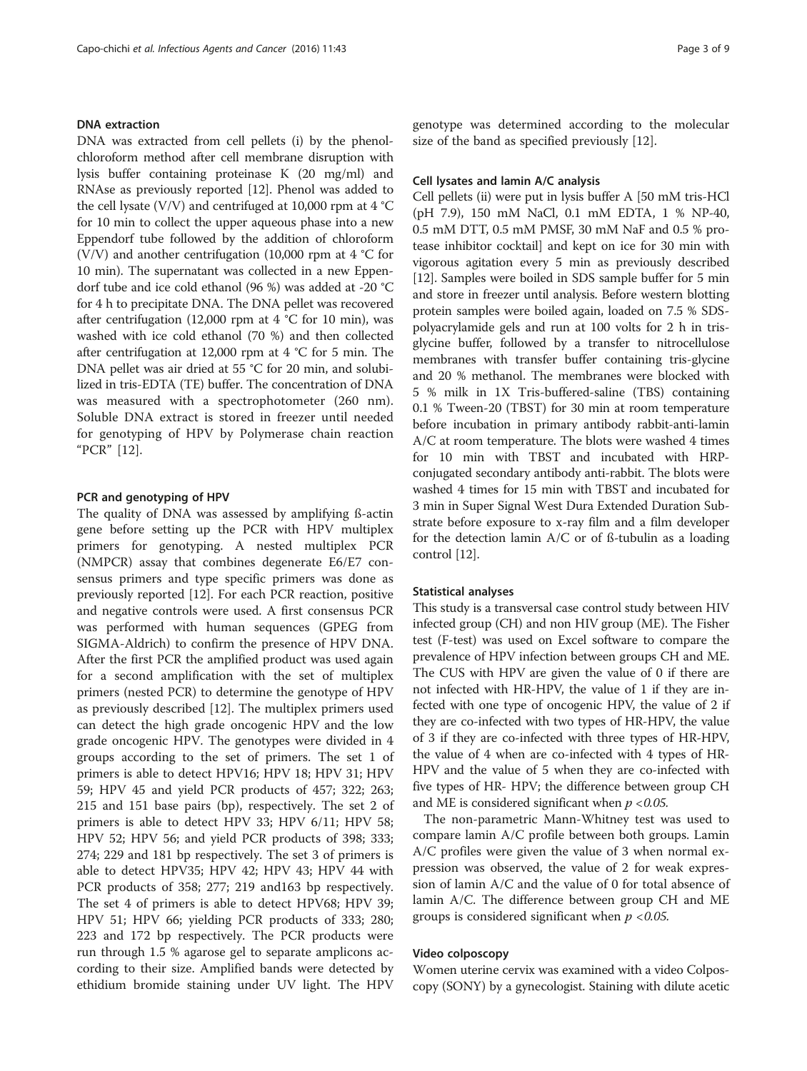### DNA extraction

DNA was extracted from cell pellets (i) by the phenol-chloroform method after cell membrane disruption with lysis buffer containing proteinase K (20 mg/ml) and RNAse as previously reported [12]. Phenol was added to the cell lysate (V/V) and centrifuged at 10,000 rpm at 4 °C for 10 min to collect the upper aqueous phase into a new Eppendorf tube followed by the addition of chloroform (V/V) and another centrifugation (10,000 rpm at 4 °C for 10 min). The supernatant was collected in a new Eppendorf tube and ice cold ethanol (96 %) was added at -20 °C for 4 h to precipitate DNA. The DNA pellet was recovered after centrifugation (12,000 rpm at 4 °C for 10 min), was washed with ice cold ethanol (70 %) and then collected after centrifugation at 12,000 rpm at 4 °C for 5 min. The DNA pellet was air dried at 55 °C for 20 min, and solubilized in tris-EDTA (TE) buffer. The concentration of DNA was measured with a spectrophotometer (260 nm). Soluble DNA extract is stored in freezer until needed for genotyping of HPV by Polymerase chain reaction "PCR" [12].

### PCR and genotyping of HPV

The quality of DNA was assessed by amplifying ß-actin gene before setting up the PCR with HPV multiplex primers for genotyping. A nested multiplex PCR (NMPCR) assay that combines degenerate E6/E7 consensus primers and type specific primers was done as previously reported [12]. For each PCR reaction, positive and negative controls were used. A first consensus PCR was performed with human sequences (GPEG from SIGMA-Aldrich) to confirm the presence of HPV DNA. After the first PCR the amplified product was used again for a second amplification with the set of multiplex primers (nested PCR) to determine the genotype of HPV as previously described [12]. The multiplex primers used can detect the high grade oncogenic HPV and the low grade oncogenic HPV. The genotypes were divided in 4 groups according to the set of primers. The set 1 of primers is able to detect HPV16; HPV 18; HPV 31; HPV 59; HPV 45 and yield PCR products of 457; 322; 263; 215 and 151 base pairs (bp), respectively. The set 2 of primers is able to detect HPV 33; HPV 6/11; HPV 58; HPV 52; HPV 56; and yield PCR products of 398; 333; 274; 229 and 181 bp respectively. The set 3 of primers is able to detect HPV35; HPV 42; HPV 43; HPV 44 with PCR products of 358; 277; 219 and163 bp respectively. The set 4 of primers is able to detect HPV68; HPV 39; HPV 51; HPV 66; yielding PCR products of 333; 280; 223 and 172 bp respectively. The PCR products were run through 1.5 % agarose gel to separate amplicons according to their size. Amplified bands were detected by ethidium bromide staining under UV light. The HPV genotype was determined according to the molecular size of the band as specified previously [12].

### Cell lysates and lamin A/C analysis

Cell pellets (ii) were put in lysis buffer A [50 mM tris-HCl (pH 7.9), 150 mM NaCl, 0.1 mM EDTA, 1 % NP-40, 0.5 mM DTT, 0.5 mM PMSF, 30 mM NaF and 0.5 % protease inhibitor cocktail] and kept on ice for 30 min with vigorous agitation every 5 min as previously described [12]. Samples were boiled in SDS sample buffer for 5 min and store in freezer until analysis. Before western blotting protein samples were boiled again, loaded on 7.5 % SDS-polyacrylamide gels and run at 100 volts for 2 h in tris-glycine buffer, followed by a transfer to nitrocellulose membranes with transfer buffer containing tris-glycine and 20 % methanol. The membranes were blocked with 5 % milk in 1X Tris-buffered-saline (TBS) containing 0.1 % Tween-20 (TBST) for 30 min at room temperature before incubation in primary antibody rabbit-anti-lamin A/C at room temperature. The blots were washed 4 times for 10 min with TBST and incubated with HRP-conjugated secondary antibody anti-rabbit. The blots were washed 4 times for 15 min with TBST and incubated for 3 min in Super Signal West Dura Extended Duration Substrate before exposure to x-ray film and a film developer for the detection lamin A/C or of ß-tubulin as a loading control [12].

### Statistical analyses

This study is a transversal case control study between HIV infected group (CH) and non HIV group (ME). The Fisher test (F-test) was used on Excel software to compare the prevalence of HPV infection between groups CH and ME. The CUS with HPV are given the value of 0 if there are not infected with HR-HPV, the value of 1 if they are infected with one type of oncogenic HPV, the value of 2 if they are co-infected with two types of HR-HPV, the value of 3 if they are co-infected with three types of HR-HPV, the value of 4 when are co-infected with 4 types of HR-HPV and the value of 5 when they are co-infected with five types of HR- HPV; the difference between group CH and ME is considered significant when $p < 0.05$.

The non-parametric Mann-Whitney test was used to compare lamin A/C profile between both groups. Lamin A/C profiles were given the value of 3 when normal expression was observed, the value of 2 for weak expression of lamin A/C and the value of 0 for total absence of lamin A/C. The difference between group CH and ME groups is considered significant when $p < 0.05$.

### Video colposcopy

Women uterine cervix was examined with a video Colposcopy (SONY) by a gynecologist. Staining with dilute acetic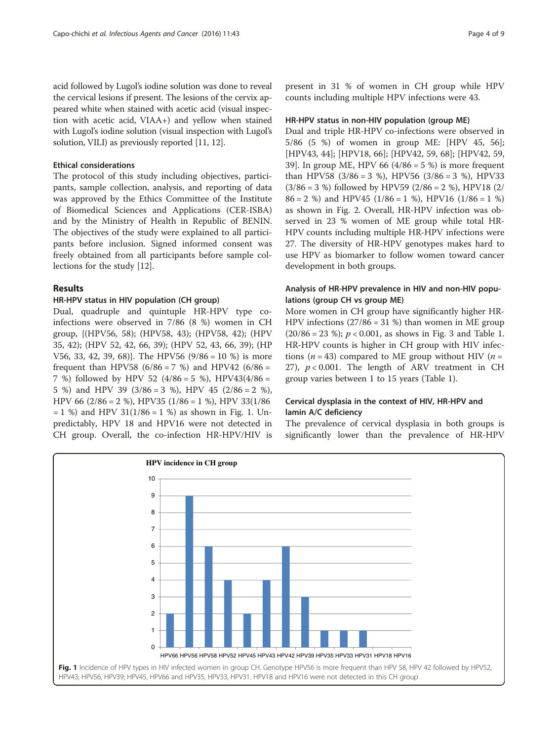acid followed by Lugol's iodine solution was done to reveal the cervical lesions if present. The lesions of the cervix appeared white when stained with acetic acid (visual inspection with acetic acid, VIAA+) and yellow when stained with Lugol's iodine solution (visual inspection with Lugol's solution, VILI) as previously reported [11, 12].

### Ethical considerations

The protocol of this study including objectives, participants, sample collection, analysis, and reporting of data was approved by the Ethics Committee of the Institute of Biomedical Sciences and Applications (CER-ISBA) and by the Ministry of Health in Republic of BENIN. The objectives of the study were explained to all participants before inclusion. Signed informed consent was freely obtained from all participants before sample collections for the study [12].

## Results

### HR-HPV status in HIV population (CH group)

Dual, quadruple and quintuple HR-HPV type co-infections were observed in 7/86 (8 %) women in CH group, {(HPV56, 58); (HPV58, 43); (HPV58, 42); (HPV 35, 42); (HPV 52, 42, 66, 39); (HPV 52, 43, 66, 39); (HPV56, 33, 42, 39, 68)}. The HPV56 (9/86 = 10 %) is more frequent than HPV58 (6/86 = 7 %) and HPV42 (6/86 = 7 %) followed by HPV 52 (4/86 = 5 %), HPV43(4/86 = 5 %) and HPV 39 (3/86 = 3 %), HPV 45 (2/86 = 2 %), HPV 66 (2/86 = 2 %), HPV35 (1/86 = 1 %), HPV 33(1/86 = 1 %) and HPV 31(1/86 = 1 %) as shown in Fig. 1. Unpredictably, HPV 18 and HPV16 were not detected in CH group. Overall, the co-infection HR-HPV/HIV is present in 31 % of women in CH group while HPV counts including multiple HPV infections were 43.

### HR-HPV status in non-HIV population (group ME)

Dual and triple HR-HPV co-infections were observed in 5/86 (5 %) of women in group ME: [HPV 45, 56]; [HPV43, 44]; [HPV18, 66]; [HPV42, 59, 68]; [HPV42, 59, 39]. In group ME, HPV 66 (4/86 = 5 %) is more frequent than HPV58 (3/86 = 3 %), HPV56 (3/86 = 3 %), HPV33 (3/86 = 3 %) followed by HPV59 (2/86 = 2 %), HPV18 (2/86 = 2 %) and HPV45 (1/86 = 1 %), HPV16 (1/86 = 1 %) as shown in Fig. 2. Overall, HR-HPV infection was observed in 23 % women of ME group while total HR-HPV counts including multiple HR-HPV infections were 27. The diversity of HR-HPV genotypes makes hard to use HPV as biomarker to follow women toward cancer development in both groups.

### Analysis of HR-HPV prevalence in HIV and non-HIV populations (group CH vs group ME)

More women in CH group have significantly higher HR-HPV infections (27/86 = 31 %) than women in ME group (20/86 = 23 %); $p < 0.001$, as shows in Fig. 3 and Table 1. HR-HPV counts is higher in CH group with HIV infections ($n = 43$) compared to ME group without HIV ($n = 27$), $p < 0.001$. The length of ARV treatment in CH group varies between 1 to 15 years (Table 1).

### Cervical dysplasia in the context of HIV, HR-HPV and lamin A/C deficiency

The prevalence of cervical dysplasia in both groups is significantly lower than the prevalence of HR-HPV

**HPV incidence in CH group**

| HPV type | Count |
|---|---|
| HPV66 | 2 |
| HPV56 | 9 |
| HPV58 | 6 |
| HPV52 | 4 |
| HPV45 | 2 |
| HPV43 | 4 |
| HPV42 | 6 |
| HPV39 | 3 |
| HPV35 | 1 |
| HPV33 | 1 |
| HPV31 | 1 |
| HPV18 | 0 |
| HPV16 | 0 |

**Fig. 1** Incidence of HPV types in HIV infected women in group CH. Genotype HPV56 is more frequent than HPV 58, HPV 42 followed by HPV52, HPV43; HPV56, HPV39; HPV45, HPV66 and HPV35, HPV33, HPV31. HPV18 and HPV16 were not detected in this CH group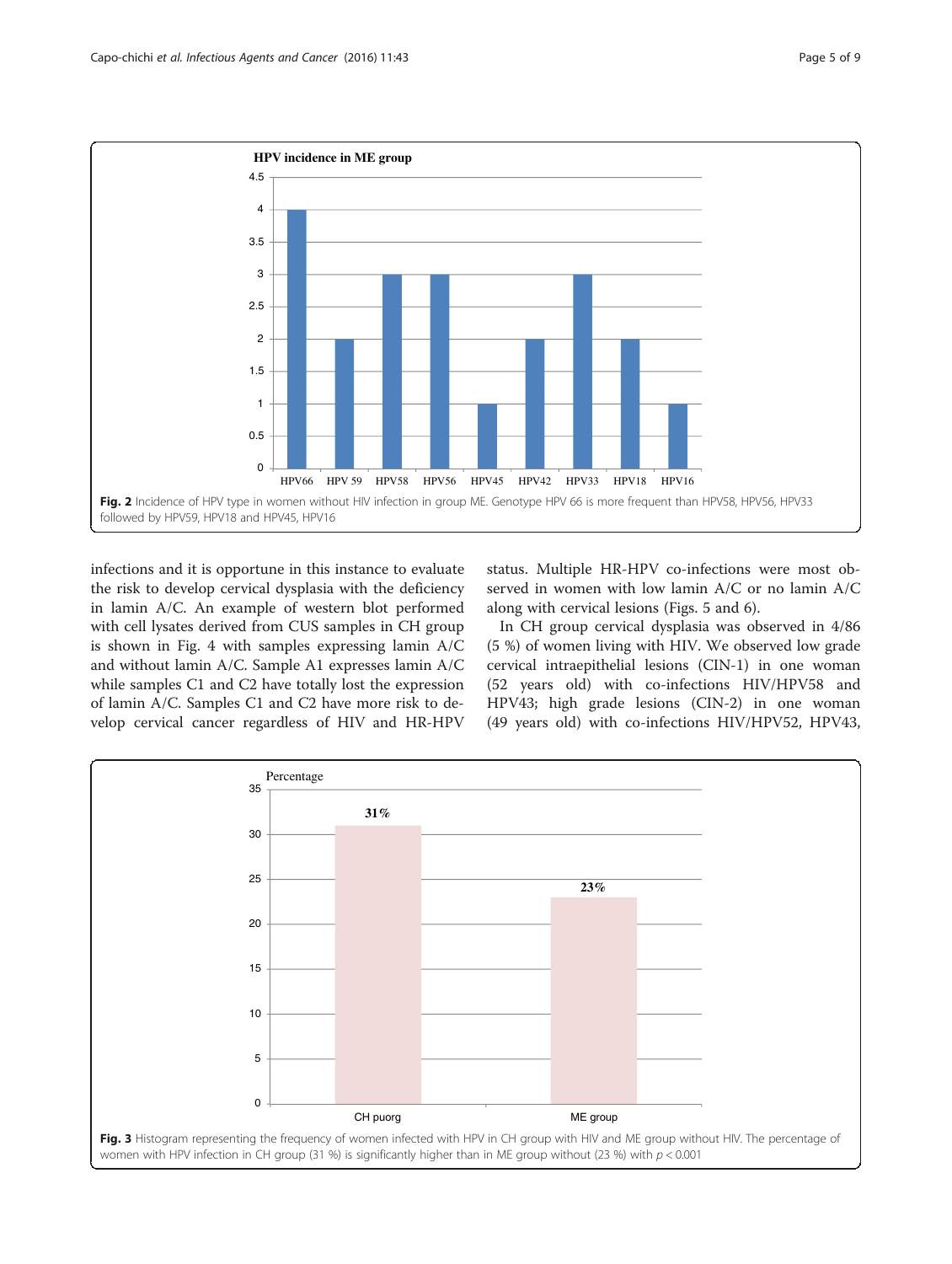**HPV incidence in ME group**

| HPV type | Incidence |
|---|---|
| HPV66 | 4 |
| HPV 59 | 2 |
| HPV58 | 3 |
| HPV56 | 3 |
| HPV45 | 1 |
| HPV42 | 2 |
| HPV33 | 3 |
| HPV18 | 2 |
| HPV16 | 1 |

**Fig. 2** Incidence of HPV type in women without HIV infection in group ME. Genotype HPV 66 is more frequent than HPV58, HPV56, HPV33 followed by HPV59, HPV18 and HPV45, HPV16

infections and it is opportune in this instance to evaluate the risk to develop cervical dysplasia with the deficiency in lamin A/C. An example of western blot performed with cell lysates derived from CUS samples in CH group is shown in Fig. 4 with samples expressing lamin A/C and without lamin A/C. Sample A1 expresses lamin A/C while samples C1 and C2 have totally lost the expression of lamin A/C. Samples C1 and C2 have more risk to develop cervical cancer regardless of HIV and HR-HPV status. Multiple HR-HPV co-infections were most observed in women with low lamin A/C or no lamin A/C along with cervical lesions (Figs. 5 and 6).

In CH group cervical dysplasia was observed in 4/86 (5 %) of women living with HIV. We observed low grade cervical intraepithelial lesions (CIN-1) in one woman (52 years old) with co-infections HIV/HPV58 and HPV43; high grade lesions (CIN-2) in one woman (49 years old) with co-infections HIV/HPV52, HPV43,

| Group | Percentage |
|---|---|
| CH puorg | 31% |
| ME group | 23% |

**Fig. 3** Histogram representing the frequency of women infected with HPV in CH group with HIV and ME group without HIV. The percentage of women with HPV infection in CH group (31 %) is significantly higher than in ME group without (23 %) with $p < 0.001$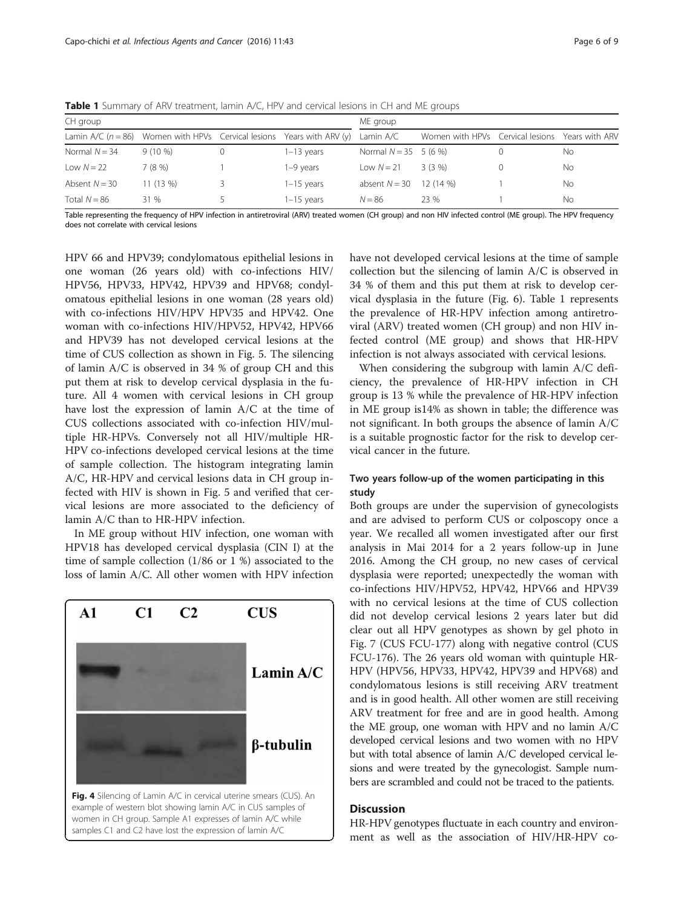**Table 1** Summary of ARV treatment, lamin A/C, HPV and cervical lesions in CH and ME groups

| CH group | | | | ME group | | | |
|---|---|---|---|---|---|---|---|
| Lamin A/C ($n = 86$) | Women with HPVs | Cervical lesions | Years with ARV (y) | Lamin A/C | Women with HPVs | Cervical lesions | Years with ARV |
| Normal $N = 34$ | 9 (10 %) | 0 | 1–13 years | Normal $N = 35$ | 5 (6 %) | 0 | No |
| Low $N = 22$ | 7 (8 %) | 1 | 1–9 years | Low $N = 21$ | 3 (3 %) | 0 | No |
| Absent $N = 30$ | 11 (13 %) | 3 | 1–15 years | absent $N = 30$ | 12 (14 %) | 1 | No |
| Total $N = 86$ | 31 % | 5 | 1–15 years | $N = 86$ | 23 % | 1 | No |

Table representing the frequency of HPV infection in antiretroviral (ARV) treated women (CH group) and non HIV infected control (ME group). The HPV frequency does not correlate with cervical lesions

HPV 66 and HPV39; condylomatous epithelial lesions in one woman (26 years old) with co-infections HIV/HPV56, HPV33, HPV42, HPV39 and HPV68; condylomatous epithelial lesions in one woman (28 years old) with co-infections HIV/HPV HPV35 and HPV42. One woman with co-infections HIV/HPV52, HPV42, HPV66 and HPV39 has not developed cervical lesions at the time of CUS collection as shown in Fig. 5. The silencing of lamin A/C is observed in 34 % of group CH and this put them at risk to develop cervical dysplasia in the future. All 4 women with cervical lesions in CH group have lost the expression of lamin A/C at the time of CUS collections associated with co-infection HIV/multiple HR-HPVs. Conversely not all HIV/multiple HR-HPV co-infections developed cervical lesions at the time of sample collection. The histogram integrating lamin A/C, HR-HPV and cervical lesions data in CH group infected with HIV is shown in Fig. 5 and verified that cervical lesions are more associated to the deficiency of lamin A/C than to HR-HPV infection.

In ME group without HIV infection, one woman with HPV18 has developed cervical dysplasia (CIN I) at the time of sample collection (1/86 or 1 %) associated to the loss of lamin A/C. All other women with HPV infection have not developed cervical lesions at the time of sample collection but the silencing of lamin A/C is observed in 34 % of them and this put them at risk to develop cervical dysplasia in the future (Fig. 6). Table 1 represents the prevalence of HR-HPV infection among antiretroviral (ARV) treated women (CH group) and non HIV infected control (ME group) and shows that HR-HPV infection is not always associated with cervical lesions.

**Fig. 4** Silencing of Lamin A/C in cervical uterine smears (CUS). An example of western blot showing lamin A/C in CUS samples of women in CH group. Sample A1 expresses of lamin A/C while samples C1 and C2 have lost the expression of lamin A/C

When considering the subgroup with lamin A/C deficiency, the prevalence of HR-HPV infection in CH group is 13 % while the prevalence of HR-HPV infection in ME group is14% as shown in table; the difference was not significant. In both groups the absence of lamin A/C is a suitable prognostic factor for the risk to develop cervical cancer in the future.

### Two years follow-up of the women participating in this study

Both groups are under the supervision of gynecologists and are advised to perform CUS or colposcopy once a year. We recalled all women investigated after our first analysis in Mai 2014 for a 2 years follow-up in June 2016. Among the CH group, no new cases of cervical dysplasia were reported; unexpectedly the woman with co-infections HIV/HPV52, HPV42, HPV66 and HPV39 with no cervical lesions at the time of CUS collection did not develop cervical lesions 2 years later but did clear out all HPV genotypes as shown by gel photo in Fig. 7 (CUS FCU-177) along with negative control (CUS FCU-176). The 26 years old woman with quintuple HR-HPV (HPV56, HPV33, HPV42, HPV39 and HPV68) and condylomatous lesions is still receiving ARV treatment and is in good health. All other women are still receiving ARV treatment for free and are in good health. Among the ME group, one woman with HPV and no lamin A/C developed cervical lesions and two women with no HPV but with total absence of lamin A/C developed cervical lesions and were treated by the gynecologist. Sample numbers are scrambled and could not be traced to the patients.

## Discussion

HR-HPV genotypes fluctuate in each country and environment as well as the association of HIV/HR-HPV co-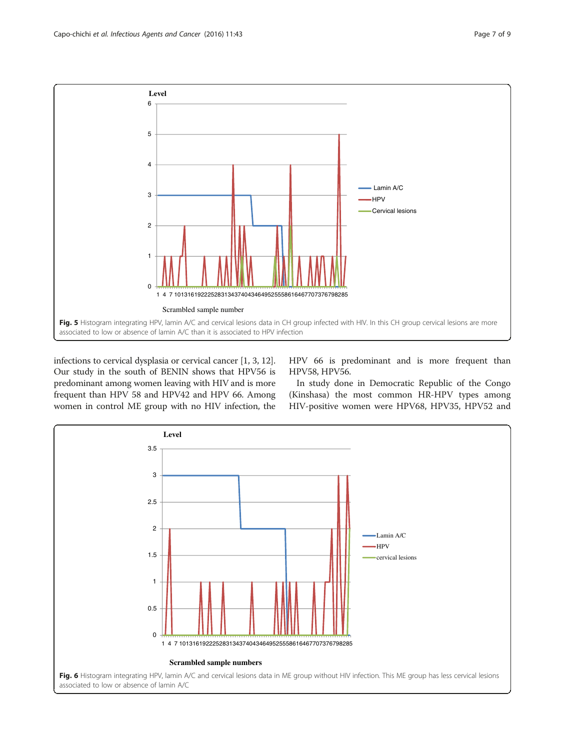Fig. 5 Histogram integrating HPV, lamin A/C and cervical lesions data in CH group infected with HIV. In this CH group cervical lesions are more associated to low or absence of lamin A/C than it is associated to HPV infection

infections to cervical dysplasia or cervical cancer [1, 3, 12]. Our study in the south of BENIN shows that HPV56 is predominant among women leaving with HIV and is more frequent than HPV 58 and HPV42 and HPV 66. Among women in control ME group with no HIV infection, the HPV 66 is predominant and is more frequent than HPV58, HPV56.

In study done in Democratic Republic of the Congo (Kinshasa) the most common HR-HPV types among HIV-positive women were HPV68, HPV35, HPV52 and

Fig. 6 Histogram integrating HPV, lamin A/C and cervical lesions data in ME group without HIV infection. This ME group has less cervical lesions associated to low or absence of lamin A/C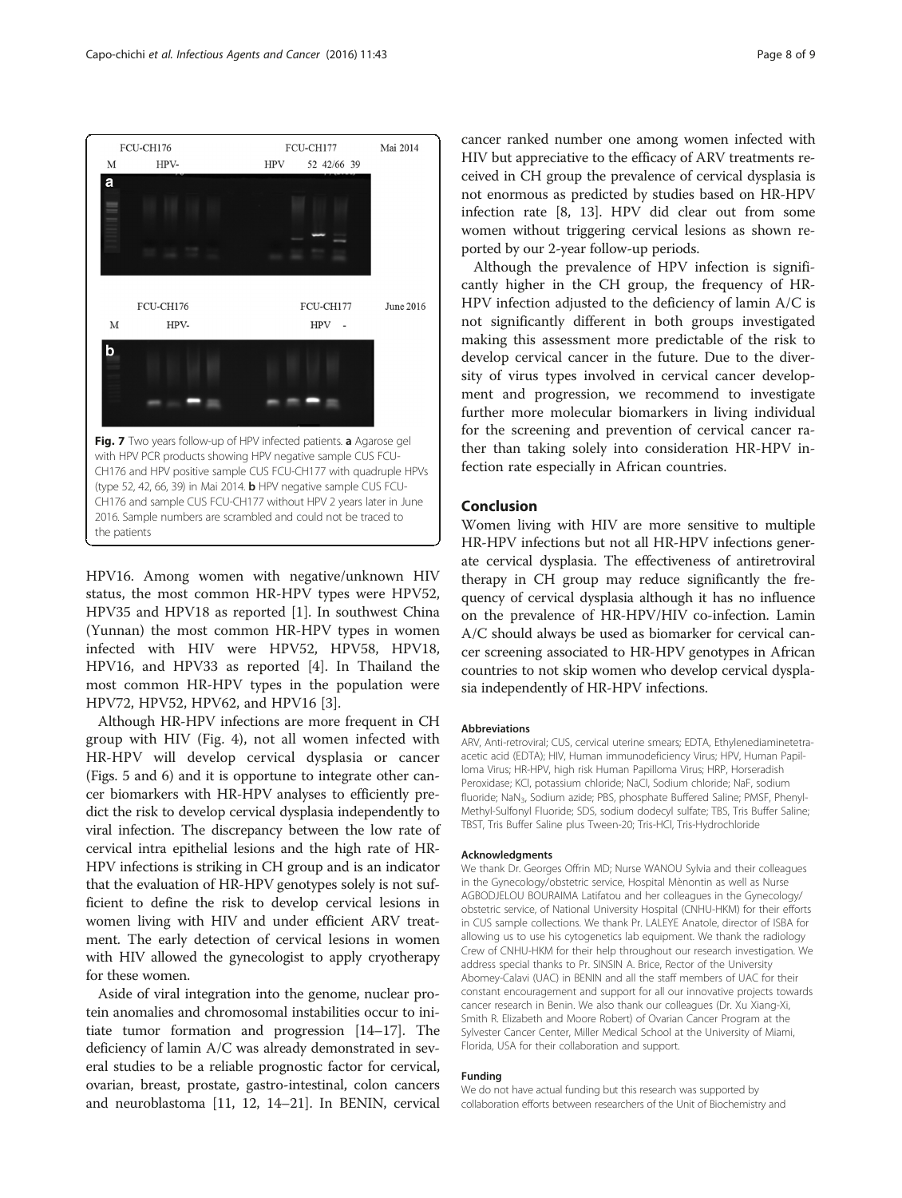Fig. 7 Two years follow-up of HPV infected patients. **a** Agarose gel with HPV PCR products showing HPV negative sample CUS FCU-CH176 and HPV positive sample CUS FCU-CH177 with quadruple HPVs (type 52, 42, 66, 39) in Mai 2014. **b** HPV negative sample CUS FCU-CH176 and sample CUS FCU-CH177 without HPV 2 years later in June 2016. Sample numbers are scrambled and could not be traced to the patients

HPV16. Among women with negative/unknown HIV status, the most common HR-HPV types were HPV52, HPV35 and HPV18 as reported [1]. In southwest China (Yunnan) the most common HR-HPV types in women infected with HIV were HPV52, HPV58, HPV18, HPV16, and HPV33 as reported [4]. In Thailand the most common HR-HPV types in the population were HPV72, HPV52, HPV62, and HPV16 [3].

Although HR-HPV infections are more frequent in CH group with HIV (Fig. 4), not all women infected with HR-HPV will develop cervical dysplasia or cancer (Figs. 5 and 6) and it is opportune to integrate other cancer biomarkers with HR-HPV analyses to efficiently predict the risk to develop cervical dysplasia independently to viral infection. The discrepancy between the low rate of cervical intra epithelial lesions and the high rate of HR-HPV infections is striking in CH group and is an indicator that the evaluation of HR-HPV genotypes solely is not sufficient to define the risk to develop cervical lesions in women living with HIV and under efficient ARV treatment. The early detection of cervical lesions in women with HIV allowed the gynecologist to apply cryotherapy for these women.

Aside of viral integration into the genome, nuclear protein anomalies and chromosomal instabilities occur to initiate tumor formation and progression [14–17]. The deficiency of lamin A/C was already demonstrated in several studies to be a reliable prognostic factor for cervical, ovarian, breast, prostate, gastro-intestinal, colon cancers and neuroblastoma [11, 12, 14–21]. In BENIN, cervical cancer ranked number one among women infected with HIV but appreciative to the efficacy of ARV treatments received in CH group the prevalence of cervical dysplasia is not enormous as predicted by studies based on HR-HPV infection rate [8, 13]. HPV did clear out from some women without triggering cervical lesions as shown reported by our 2-year follow-up periods.

Although the prevalence of HPV infection is significantly higher in the CH group, the frequency of HR-HPV infection adjusted to the deficiency of lamin A/C is not significantly different in both groups investigated making this assessment more predictable of the risk to develop cervical cancer in the future. Due to the diversity of virus types involved in cervical cancer development and progression, we recommend to investigate further more molecular biomarkers in living individual for the screening and prevention of cervical cancer rather than taking solely into consideration HR-HPV infection rate especially in African countries.

## Conclusion

Women living with HIV are more sensitive to multiple HR-HPV infections but not all HR-HPV infections generate cervical dysplasia. The effectiveness of antiretroviral therapy in CH group may reduce significantly the frequency of cervical dysplasia although it has no influence on the prevalence of HR-HPV/HIV co-infection. Lamin A/C should always be used as biomarker for cervical cancer screening associated to HR-HPV genotypes in African countries to not skip women who develop cervical dysplasia independently of HR-HPV infections.

### Abbreviations

ARV, Anti-retroviral; CUS, cervical uterine smears; EDTA, Ethylenediaminetetraacetic acid (EDTA); HIV, Human immunodeficiency Virus; HPV, Human Papilloma Virus; HR-HPV, high risk Human Papilloma Virus; HRP, Horseradish Peroxidase; KCl, potassium chloride; NaCl, Sodium chloride; NaF, sodium fluoride; $NaN_3$, Sodium azide; PBS, phosphate Buffered Saline; PMSF, Phenyl-Methyl-Sulfonyl Fluoride; SDS, sodium dodecyl sulfate; TBS, Tris Buffer Saline; TBST, Tris Buffer Saline plus Tween-20; Tris-HCl, Tris-Hydrochloride

### Acknowledgments

We thank Dr. Georges Offrin MD; Nurse WANOU Sylvia and their colleagues in the Gynecology/obstetric service, Hospital Mènontin as well as Nurse AGBODJELOU BOURAIMA Latifatou and her colleagues in the Gynecology/obstetric service, of National University Hospital (CNHU-HKM) for their efforts in CUS sample collections. We thank Pr. LALEYE Anatole, director of ISBA for allowing us to use his cytogenetics lab equipment. We thank the radiology Crew of CNHU-HKM for their help throughout our research investigation. We address special thanks to Pr. SINSIN A. Brice, Rector of the University Abomey-Calavi (UAC) in BENIN and all the staff members of UAC for their constant encouragement and support for all our innovative projects towards cancer research in Benin. We also thank our colleagues (Dr. Xu Xiang-Xi, Smith R. Elizabeth and Moore Robert) of Ovarian Cancer Program at the Sylvester Cancer Center, Miller Medical School at the University of Miami, Florida, USA for their collaboration and support.

### Funding

We do not have actual funding but this research was supported by collaboration efforts between researchers of the Unit of Biochemistry and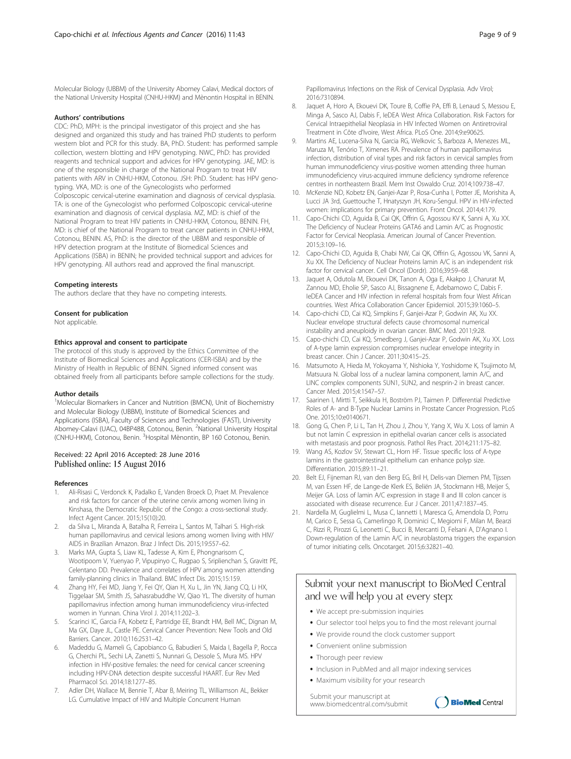Molecular Biology (UBBM) of the University Abomey Calavi, Medical doctors of the National University Hospital (CNHU-HKM) and Mènontin Hospital in BENIN.

### Authors' contributions

CDC: PhD, MPH: is the principal investigator of this project and she has designed and organized this study and has trained PhD students to perform western blot and PCR for this study. BA, PhD. Student: has performed sample collection, western blotting and HPV genotyping. NWC, PhD: has provided reagents and technical support and advices for HPV genotyping. JAE, MD: is one of the responsible in charge of the National Program to treat HIV patients with ARV in CNHU-HKM, Cotonou. JSH: PhD. Student: has HPV genotyping. VKA, MD: is one of the Gynecologists who performed Colposcopic cervical-uterine examination and diagnosis of cervical dysplasia. TA: is one of the Gynecologist who performed Colposcopic cervical-uterine examination and diagnosis of cervical dysplasia. MZ, MD: is chief of the National Program to treat HIV patients in CNHU-HKM, Cotonou, BENIN. FH, MD: is chief of the National Program to treat cancer patients in CNHU-HKM, Cotonou, BENIN. AS, PhD: is the director of the UBBM and responsible of HPV detection program at the Institute of Biomedical Sciences and Applications (ISBA) in BENIN; he provided technical support and advices for HPV genotyping. All authors read and approved the final manuscript.

### Competing interests

The authors declare that they have no competing interests.

### Consent for publication

Not applicable.

### Ethics approval and consent to participate

The protocol of this study is approved by the Ethics Committee of the Institute of Biomedical Sciences and Applications (CER-ISBA) and by the Ministry of Health in Republic of BENIN. Signed informed consent was obtained freely from all participants before sample collections for the study.

### Author details

[1]Molecular Biomarkers in Cancer and Nutrition (BMCN), Unit of Biochemistry and Molecular Biology (UBBM), Institute of Biomedical Sciences and Applications (ISBA), Faculty of Sciences and Technologies (FAST), University Abomey-Calavi (UAC), 04BP488, Cotonou, Benin. [2]National University Hospital (CNHU-HKM), Cotonou, Benin. [3]Hospital Mènontin, BP 160 Cotonou, Benin.

Received: 22 April 2016 Accepted: 28 June 2016
Published online: 15 August 2016

### References

1. Ali-Risasi C, Verdonck K, Padalko E, Vanden Broeck D, Praet M. Prevalence and risk factors for cancer of the uterine cervix among women living in Kinshasa, the Democratic Republic of the Congo: a cross-sectional study. Infect Agent Cancer. 2015;15(10):20.
2. da Silva L, Miranda A, Batalha R, Ferreira L, Santos M, Talhari S. High-risk human papillomavirus and cervical lesions among women living with HIV/AIDS in Brazilian Amazon. Braz J Infect Dis. 2015;19:557–62.
3. Marks MA, Gupta S, Liaw KL, Tadesse A, Kim E, Phongnarisorn C, Wootipoom V, Yuenyao P, Vipupinyo C, Rugpao S, Sriplienchan S, Gravitt PE, Celentano DD. Prevalence and correlates of HPV among women attending family-planning clinics in Thailand. BMC Infect Dis. 2015;15:159.
4. Zhang HY, Fei MD, Jiang Y, Fei QY, Qian H, Xu L, Jin YN, Jiang CQ, Li HX, Tiggelaar SM, Smith JS, Sahasrabuddhe VV, Qiao YL. The diversity of human papillomavirus infection among human immunodeficiency virus-infected women in Yunnan. China Virol J. 2014;11:202–3.
5. Scarinci IC, Garcia FA, Kobetz E, Partridge EE, Brandt HM, Bell MC, Dignan M, Ma GX, Daye JL, Castle PE. Cervical Cancer Prevention: New Tools and Old Barriers. Cancer. 2010;116:2531–42.
6. Madeddu G, Mameli G, Capobianco G, Babudieri S, Maida I, Bagella P, Rocca G, Cherchi PL, Sechi LA, Zanetti S, Nunnari G, Dessole S, Mura MS. HPV infection in HIV-positive females: the need for cervical cancer screening including HPV-DNA detection despite successful HAART. Eur Rev Med Pharmacol Sci. 2014;18:1277–85.
7. Adler DH, Wallace M, Bennie T, Abar B, Meiring TL, Williamson AL, Bekker LG. Cumulative Impact of HIV and Multiple Concurrent Human Papillomavirus Infections on the Risk of Cervical Dysplasia. Adv Virol; 2016:7310894.
8. Jaquet A, Horo A, Ekouevi DK, Toure B, Coffie PA, Effi B, Lenaud S, Messou E, Minga A, Sasco AJ, Dabis F, IeDEA West Africa Collaboration. Risk Factors for Cervical Intraepithelial Neoplasia in HIV Infected Women on Antiretroviral Treatment in Côte d'Ivoire, West Africa. PLoS One. 2014;9:e90625.
9. Martins AE, Lucena-Silva N, Garcia RG, Welkovic S, Barboza A, Menezes ML, Maruza M, Tenório T, Ximenes RA. Prevalence of human papillomavirus infection, distribution of viral types and risk factors in cervical samples from human immunodeficiency virus-positive women attending three human immunodeficiency virus-acquired immune deficiency syndrome reference centres in northeastern Brazil. Mem Inst Oswaldo Cruz. 2014;109:738–47.
10. McKenzie ND, Kobetz EN, Ganjei-Azar P, Rosa-Cunha I, Potter JE, Morishita A, Lucci JA 3rd, Guettouche T, Hnatyszyn JH, Koru-Sengul. HPV in HIV-infected women: implications for primary prevention. Front Oncol. 2014;4:179.
11. Capo-Chichi CD, Aguida B, Cai QK, Offrin G, Agossou KV K, Sanni A, Xu XX. The Deficiency of Nuclear Proteins GATA6 and Lamin A/C as Prognostic Factor for Cervical Neoplasia. American Journal of Cancer Prevention. 2015;3:109–16.
12. Capo-Chichi CD, Aguida B, Chabi NW, Cai QK, Offrin G, Agossou VK, Sanni A, Xu XX. The Deficiency of Nuclear Proteins lamin A/C is an independent risk factor for cervical cancer. Cell Oncol (Dordr). 2016;39:59–68.
13. Jaquet A, Odutola M, Ekouevi DK, Tanon A, Oga E, Akakpo J, Charurat M, Zannou MD, Eholie SP, Sasco AJ, Bissagnene E, Adebamowo C, Dabis F. IeDEA Cancer and HIV infection in referral hospitals from four West African countries. West Africa Collaboration Cancer Epidemiol. 2015;39:1060–5.
14. Capo-chichi CD, Cai KQ, Simpkins F, Ganjei-Azar P, Godwin AK, Xu XX. Nuclear envelope structural defects cause chromosomal numerical instability and aneuploidy in ovarian cancer. BMC Med. 2011;9:28.
15. Capo-chichi CD, Cai KQ, Smedberg J, Ganjei-Azar P, Godwin AK, Xu XX. Loss of A-type lamin expression compromises nuclear envelope integrity in breast cancer. Chin J Cancer. 2011;30:415–25.
16. Matsumoto A, Hieda M, Yokoyama Y, Nishioka Y, Yoshidome K, Tsujimoto M, Matsuura N. Global loss of a nuclear lamina component, lamin A/C, and LINC complex components SUN1, SUN2, and nesprin-2 in breast cancer. Cancer Med. 2015;4:1547–57.
17. Saarinen I, Mirtti T, Seikkula H, Boström PJ, Taimen P. Differential Predictive Roles of A- and B-Type Nuclear Lamins in Prostate Cancer Progression. PLoS One. 2015;10:e0140671.
18. Gong G, Chen P, Li L, Tan H, Zhou J, Zhou Y, Yang X, Wu X. Loss of lamin A but not lamin C expression in epithelial ovarian cancer cells is associated with metastasis and poor prognosis. Pathol Res Pract. 2014;211:175–82.
19. Wang AS, Kozlov SV, Stewart CL, Horn HF. Tissue specific loss of A-type lamins in the gastrointestinal epithelium can enhance polyp size. Differentiation. 2015;89:11–21.
20. Belt EJ, Fijneman RJ, van den Berg EG, Bril H, Delis-van Diemen PM, Tijssen M, van Essen HF, de Lange-de Klerk ES, Beliën JA, Stockmann HB, Meijer S, Meijer GA. Loss of lamin A/C expression in stage II and III colon cancer is associated with disease recurrence. Eur J Cancer. 2011;47:1837–45.
21. Nardella M, Guglielmi L, Musa C, Iannetti I, Maresca G, Amendola D, Porru M, Carico E, Sessa G, Camerlingo R, Dominici C, Megiorni F, Milan M, Bearzi C, Rizzi R, Pirozzi G, Leonetti C, Bucci B, Mercanti D, Felsani A, D'Agnano I. Down-regulation of the Lamin A/C in neuroblastoma triggers the expansion of tumor initiating cells. Oncotarget. 2015;6:32821–40.

Submit your next manuscript to BioMed Central and we will help you at every step:

- We accept pre-submission inquiries
- Our selector tool helps you to find the most relevant journal
- We provide round the clock customer support
- Convenient online submission
- Thorough peer review
- Inclusion in PubMed and all major indexing services
- Maximum visibility for your research

Submit your manuscript at www.biomedcentral.com/submit

BioMed Central